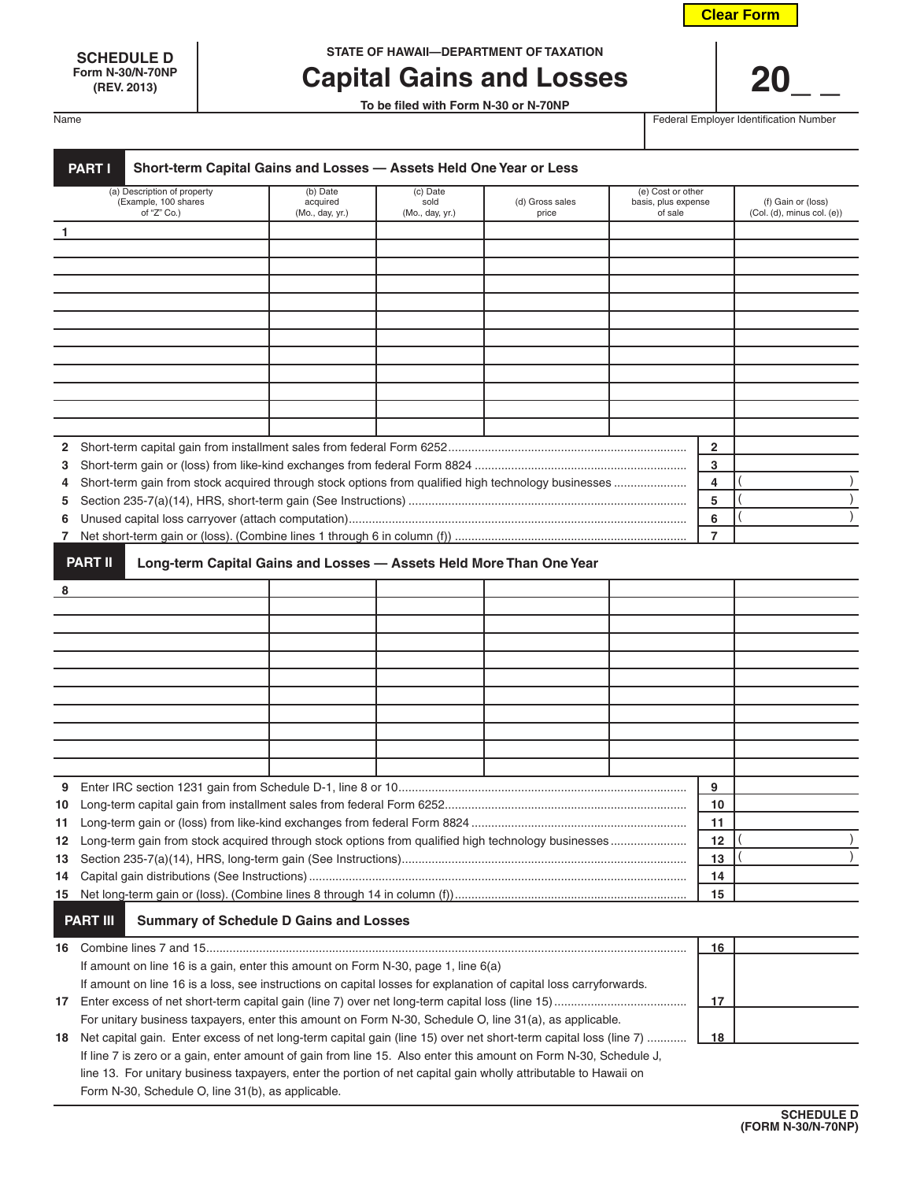Clear Form

**SCHEDULE D**
**Form N-30/N-70NP**
**(REV. 2013)**

STATE OF HAWAII—DEPARTMENT OF TAXATION

# Capital Gains and Losses

**To be filed with Form N-30 or N-70NP**

**20_ _**

| Name | Federal Employer Identification Number |
|---|---|
| | |

## PART I Short-term Capital Gains and Losses — Assets Held One Year or Less

| (a) Description of property (Example, 100 shares of "Z" Co.) | (b) Date acquired (Mo., day, yr.) | (c) Date sold (Mo., day, yr.) | (d) Gross sales price | (e) Cost or other basis, plus expense of sale | (f) Gain or (loss) (Col. (d), minus col. (e)) |
|---|---|---|---|---|---|
| 1 | | | | | |
| | | | | | |
| | | | | | |
| | | | | | |
| | | | | | |
| | | | | | |
| | | | | | |
| | | | | | |
| | | | | | |
| | | | | | |
| | | | | | |

| | | | |
|---|---|---|---|
| 2 | Short-term capital gain from installment sales from federal Form 6252 | 2 | |
| 3 | Short-term gain or (loss) from like-kind exchanges from federal Form 8824 | 3 | |
| 4 | Short-term gain from stock acquired through stock options from qualified high technology businesses | 4 | ( ) |
| 5 | Section 235-7(a)(14), HRS, short-term gain (See Instructions) | 5 | ( ) |
| 6 | Unused capital loss carryover (attach computation) | 6 | ( ) |
| 7 | Net short-term gain or (loss). (Combine lines 1 through 6 in column (f)) | 7 | |

## PART II Long-term Capital Gains and Losses — Assets Held More Than One Year

| (a) | (b) | (c) | (d) | (e) | (f) |
|---|---|---|---|---|---|
| 8 | | | | | |
| | | | | | |
| | | | | | |
| | | | | | |
| | | | | | |
| | | | | | |
| | | | | | |
| | | | | | |
| | | | | | |
| | | | | | |

| | | | |
|---|---|---|---|
| 9 | Enter IRC section 1231 gain from Schedule D-1, line 8 or 10 | 9 | |
| 10 | Long-term capital gain from installment sales from federal Form 6252 | 10 | |
| 11 | Long-term gain or (loss) from like-kind exchanges from federal Form 8824 | 11 | |
| 12 | Long-term gain from stock acquired through stock options from qualified high technology businesses | 12 | ( ) |
| 13 | Section 235-7(a)(14), HRS, long-term gain (See Instructions) | 13 | ( ) |
| 14 | Capital gain distributions (See Instructions) | 14 | |
| 15 | Net long-term gain or (loss). (Combine lines 8 through 14 in column (f)) | 15 | |

## PART III Summary of Schedule D Gains and Losses

| | | | |
|---|---|---|---|
| 16 | Combine lines 7 and 15. If amount on line 16 is a gain, enter this amount on Form N-30, page 1, line 6(a). If amount on line 16 is a loss, see instructions on capital losses for explanation of capital loss carryforwards. | 16 | |
| 17 | Enter excess of net short-term capital gain (line 7) over net long-term capital loss (line 15). For unitary business taxpayers, enter this amount on Form N-30, Schedule O, line 31(a), as applicable. | 17 | |
| 18 | Net capital gain. Enter excess of net long-term capital gain (line 15) over net short-term capital loss (line 7). If line 7 is zero or a gain, enter amount of gain from line 15. Also enter this amount on Form N-30, Schedule J, line 13. For unitary business taxpayers, enter the portion of net capital gain wholly attributable to Hawaii on Form N-30, Schedule O, line 31(b), as applicable. | 18 | |

**SCHEDULE D**
**(FORM N-30/N-70NP)**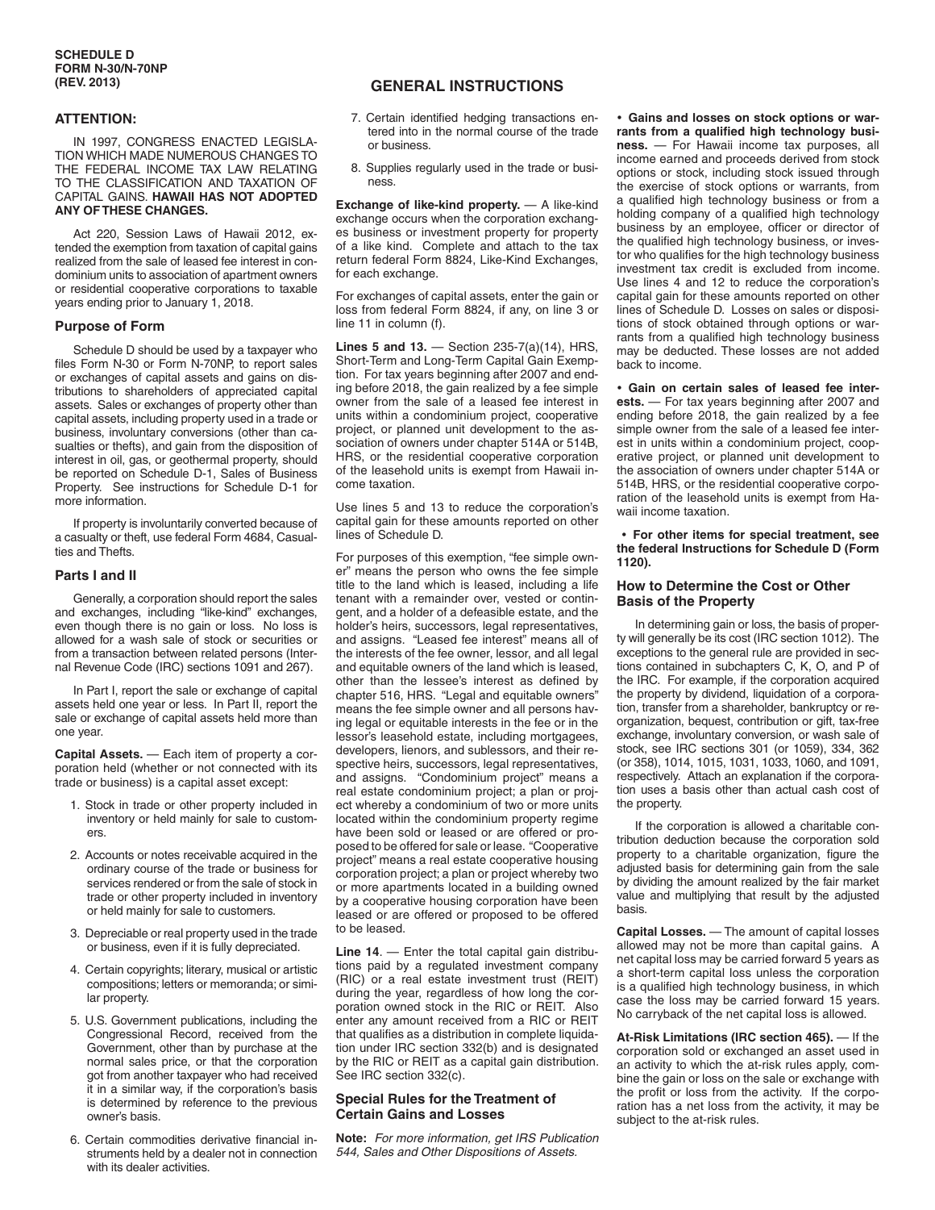**SCHEDULE D**
**FORM N-30/N-70NP**
**(REV. 2013)**

## GENERAL INSTRUCTIONS

### ATTENTION:

IN 1997, CONGRESS ENACTED LEGISLATION WHICH MADE NUMEROUS CHANGES TO THE FEDERAL INCOME TAX LAW RELATING TO THE CLASSIFICATION AND TAXATION OF CAPITAL GAINS. **HAWAII HAS NOT ADOPTED ANY OF THESE CHANGES.**

Act 220, Session Laws of Hawaii 2012, extended the exemption from taxation of capital gains realized from the sale of leased fee interest in condominium units to association of apartment owners or residential cooperative corporations to taxable years ending prior to January 1, 2018.

### Purpose of Form

Schedule D should be used by a taxpayer who files Form N-30 or Form N-70NP, to report sales or exchanges of capital assets and gains on distributions to shareholders of appreciated capital assets. Sales or exchanges of property other than capital assets, including property used in a trade or business, involuntary conversions (other than casualties or thefts), and gain from the disposition of interest in oil, gas, or geothermal property, should be reported on Schedule D-1, Sales of Business Property. See instructions for Schedule D-1 for more information.

If property is involuntarily converted because of a casualty or theft, use federal Form 4684, Casualties and Thefts.

### Parts I and II

Generally, a corporation should report the sales and exchanges, including "like-kind" exchanges, even though there is no gain or loss. No loss is allowed for a wash sale of stock or securities or from a transaction between related persons (Internal Revenue Code (IRC) sections 1091 and 267).

In Part I, report the sale or exchange of capital assets held one year or less. In Part II, report the sale or exchange of capital assets held more than one year.

**Capital Assets.** — Each item of property a corporation held (whether or not connected with its trade or business) is a capital asset except:

1. Stock in trade or other property included in inventory or held mainly for sale to customers.
2. Accounts or notes receivable acquired in the ordinary course of the trade or business for services rendered or from the sale of stock in trade or other property included in inventory or held mainly for sale to customers.
3. Depreciable or real property used in the trade or business, even if it is fully depreciated.
4. Certain copyrights; literary, musical or artistic compositions; letters or memoranda; or similar property.
5. U.S. Government publications, including the Congressional Record, received from the Government, other than by purchase at the normal sales price, or that the corporation got from another taxpayer who had received it in a similar way, if the corporation's basis is determined by reference to the previous owner's basis.
6. Certain commodities derivative financial instruments held by a dealer not in connection with its dealer activities.
7. Certain identified hedging transactions entered into in the normal course of the trade or business.
8. Supplies regularly used in the trade or business.

**Exchange of like-kind property.** — A like-kind exchange occurs when the corporation exchanges business or investment property for property of a like kind. Complete and attach to the tax return federal Form 8824, Like-Kind Exchanges, for each exchange.

For exchanges of capital assets, enter the gain or loss from federal Form 8824, if any, on line 3 or line 11 in column (f).

**Lines 5 and 13.** — Section 235-7(a)(14), HRS, Short-Term and Long-Term Capital Gain Exemption. For tax years beginning after 2007 and ending before 2018, the gain realized by a fee simple owner from the sale of a leased fee interest in units within a condominium project, cooperative project, or planned unit development to the association of owners under chapter 514A or 514B, HRS, or the residential cooperative corporation of the leasehold units is exempt from Hawaii income taxation.

Use lines 5 and 13 to reduce the corporation's capital gain for these amounts reported on other lines of Schedule D.

For purposes of this exemption, "fee simple owner" means the person who owns the fee simple title to the land which is leased, including a life tenant with a remainder over, vested or contingent, and a holder of a defeasible estate, and the holder's heirs, successors, legal representatives, and assigns. "Leased fee interest" means all of the interests of the fee owner, lessor, and all legal and equitable owners of the land which is leased, other than the lessee's interest as defined by chapter 516, HRS. "Legal and equitable owners" means the fee simple owner and all persons having legal or equitable interests in the fee or in the lessor's leasehold estate, including mortgagees, developers, lienors, and sublessors, and their respective heirs, successors, legal representatives, and assigns. "Condominium project" means a real estate condominium project; a plan or project whereby a condominium of two or more units located within the condominium property regime have been sold or leased or are offered or proposed to be offered for sale or lease. "Cooperative project" means a real estate cooperative housing corporation project; a plan or project whereby two or more apartments located in a building owned by a cooperative housing corporation have been leased or are offered or proposed to be offered to be leased.

**Line 14**. — Enter the total capital gain distributions paid by a regulated investment company (RIC) or a real estate investment trust (REIT) during the year, regardless of how long the corporation owned stock in the RIC or REIT. Also enter any amount received from a RIC or REIT that qualifies as a distribution in complete liquidation under IRC section 332(b) and is designated by the RIC or REIT as a capital gain distribution. See IRC section 332(c).

### Special Rules for the Treatment of Certain Gains and Losses

**Note:** *For more information, get IRS Publication 544, Sales and Other Dispositions of Assets.*

- **Gains and losses on stock options or warrants from a qualified high technology business.** — For Hawaii income tax purposes, all income earned and proceeds derived from stock options or stock, including stock issued through the exercise of stock options or warrants, from a qualified high technology business or from a holding company of a qualified high technology business by an employee, officer or director of the qualified high technology business, or investor who qualifies for the high technology business investment tax credit is excluded from income. Use lines 4 and 12 to reduce the corporation's capital gain for these amounts reported on other lines of Schedule D. Losses on sales or dispositions of stock obtained through options or warrants from a qualified high technology business may be deducted. These losses are not added back to income.

- **Gain on certain sales of leased fee interests.** — For tax years beginning after 2007 and ending before 2018, the gain realized by a fee simple owner from the sale of a leased fee interest in units within a condominium project, cooperative project, or planned unit development to the association of owners under chapter 514A or 514B, HRS, or the residential cooperative corporation of the leasehold units is exempt from Hawaii income taxation.

- **For other items for special treatment, see the federal Instructions for Schedule D (Form 1120).**

### How to Determine the Cost or Other Basis of the Property

In determining gain or loss, the basis of property will generally be its cost (IRC section 1012). The exceptions to the general rule are provided in sections contained in subchapters C, K, O, and P of the IRC. For example, if the corporation acquired the property by dividend, liquidation of a corporation, transfer from a shareholder, bankruptcy or reorganization, bequest, contribution or gift, tax-free exchange, involuntary conversion, or wash sale of stock, see IRC sections 301 (or 1059), 334, 362 (or 358), 1014, 1015, 1031, 1033, 1060, and 1091, respectively. Attach an explanation if the corporation uses a basis other than actual cash cost of the property.

If the corporation is allowed a charitable contribution deduction because the corporation sold property to a charitable organization, figure the adjusted basis for determining gain from the sale by dividing the amount realized by the fair market value and multiplying that result by the adjusted basis.

**Capital Losses.** — The amount of capital losses allowed may not be more than capital gains. A net capital loss may be carried forward 5 years as a short-term capital loss unless the corporation is a qualified high technology business, in which case the loss may be carried forward 15 years. No carryback of the net capital loss is allowed.

**At-Risk Limitations (IRC section 465).** — If the corporation sold or exchanged an asset used in an activity to which the at-risk rules apply, combine the gain or loss on the sale or exchange with the profit or loss from the activity. If the corporation has a net loss from the activity, it may be subject to the at-risk rules.